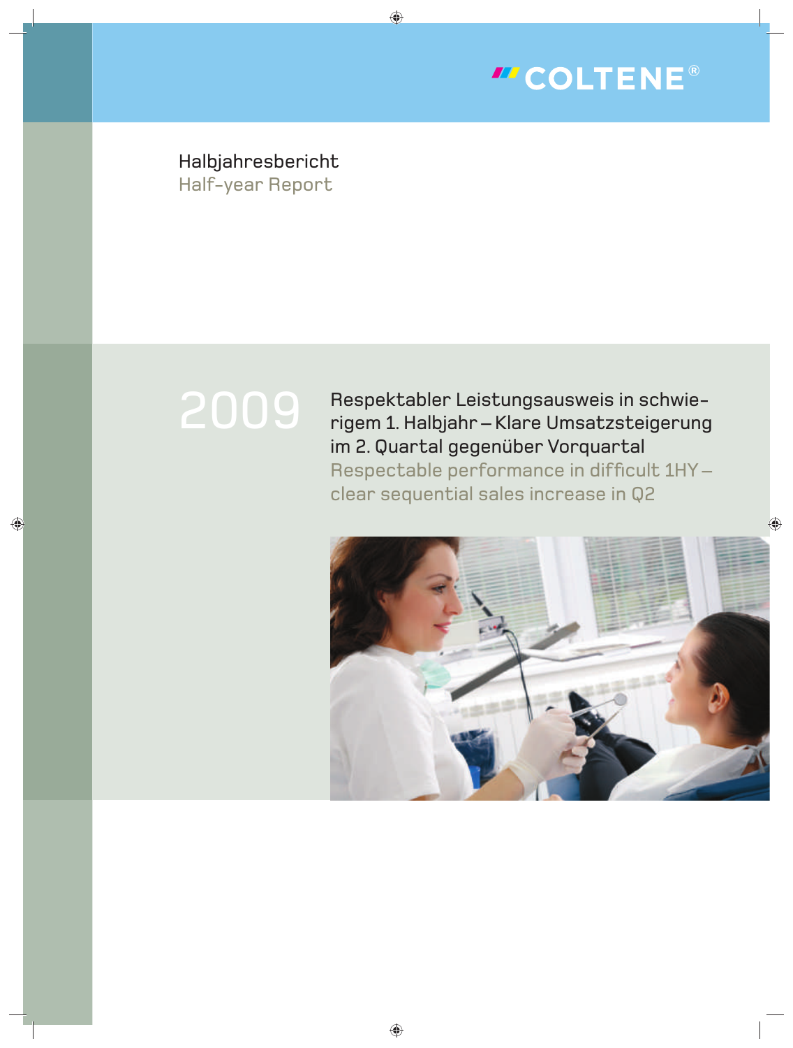COLTENE®

Halbjahresbericht
Half-year Report

# 2009

**Respektabler Leistungsausweis in schwierigem 1. Halbjahr – Klare Umsatzsteigerung im 2. Quartal gegenüber Vorquartal**

Respectable performance in difficult 1HY – clear sequential sales increase in Q2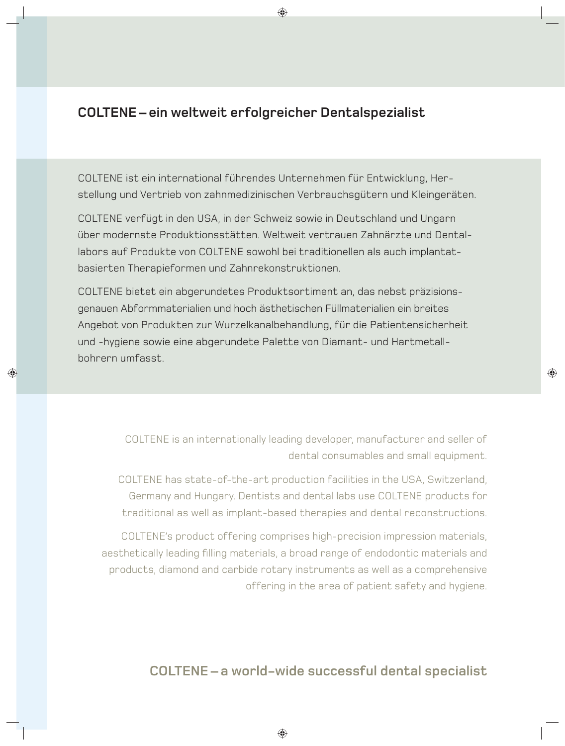## COLTENE – ein weltweit erfolgreicher Dentalspezialist

COLTENE ist ein international führendes Unternehmen für Entwicklung, Herstellung und Vertrieb von zahnmedizinischen Verbrauchsgütern und Kleingeräten.

COLTENE verfügt in den USA, in der Schweiz sowie in Deutschland und Ungarn über modernste Produktionsstätten. Weltweit vertrauen Zahnärzte und Dentallabors auf Produkte von COLTENE sowohl bei traditionellen als auch implantatbasierten Therapieformen und Zahnrekonstruktionen.

COLTENE bietet ein abgerundetes Produktsortiment an, das nebst präzisionsgenauen Abformmaterialien und hoch ästhetischen Füllmaterialien ein breites Angebot von Produkten zur Wurzelkanalbehandlung, für die Patientensicherheit und -hygiene sowie eine abgerundete Palette von Diamant- und Hartmetallbohrern umfasst.

COLTENE is an internationally leading developer, manufacturer and seller of dental consumables and small equipment.

COLTENE has state-of-the-art production facilities in the USA, Switzerland, Germany and Hungary. Dentists and dental labs use COLTENE products for traditional as well as implant-based therapies and dental reconstructions.

COLTENE's product offering comprises high-precision impression materials, aesthetically leading filling materials, a broad range of endodontic materials and products, diamond and carbide rotary instruments as well as a comprehensive offering in the area of patient safety and hygiene.

## COLTENE – a world-wide successful dental specialist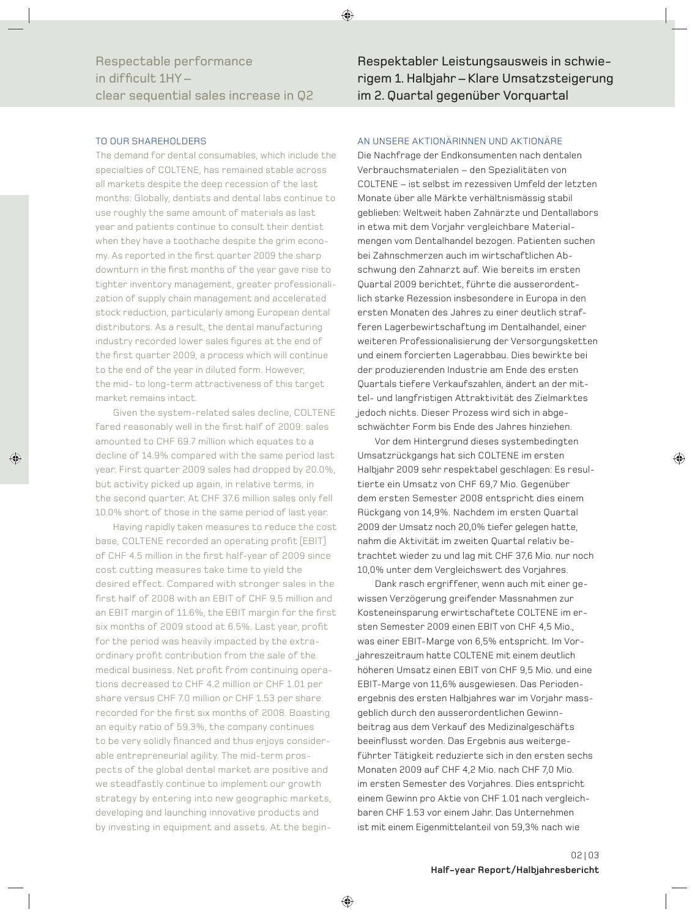## Respectable performance in difficult 1HY – clear sequential sales increase in Q2

TO OUR SHAREHOLDERS

The demand for dental consumables, which include the specialties of COLTENE, has remained stable across all markets despite the deep recession of the last months: Globally, dentists and dental labs continue to use roughly the same amount of materials as last year and patients continue to consult their dentist when they have a toothache despite the grim economy. As reported in the first quarter 2009 the sharp downturn in the first months of the year gave rise to tighter inventory management, greater professionalization of supply chain management and accelerated stock reduction, particularly among European dental distributors. As a result, the dental manufacturing industry recorded lower sales figures at the end of the first quarter 2009, a process which will continue to the end of the year in diluted form. However, the mid- to long-term attractiveness of this target market remains intact.

Given the system-related sales decline, COLTENE fared reasonably well in the first half of 2009: sales amounted to CHF 69.7 million which equates to a decline of 14.9% compared with the same period last year. First quarter 2009 sales had dropped by 20.0%, but activity picked up again, in relative terms, in the second quarter. At CHF 37.6 million sales only fell 10.0% short of those in the same period of last year.

Having rapidly taken measures to reduce the cost base, COLTENE recorded an operating profit (EBIT) of CHF 4.5 million in the first half-year of 2009 since cost cutting measures take time to yield the desired effect. Compared with stronger sales in the first half of 2008 with an EBIT of CHF 9.5 million and an EBIT margin of 11.6%, the EBIT margin for the first six months of 2009 stood at 6.5%. Last year, profit for the period was heavily impacted by the extraordinary profit contribution from the sale of the medical business. Net profit from continuing operations decreased to CHF 4.2 million or CHF 1.01 per share versus CHF 7.0 million or CHF 1.53 per share recorded for the first six months of 2008. Boasting an equity ratio of 59.3%, the company continues to be very solidly financed and thus enjoys considerable entrepreneurial agility. The mid-term prospects of the global dental market are positive and we steadfastly continue to implement our growth strategy by entering into new geographic markets, developing and launching innovative products and by investing in equipment and assets. At the begin-

## Respektabler Leistungsausweis in schwierigem 1. Halbjahr – Klare Umsatzsteigerung im 2. Quartal gegenüber Vorquartal

AN UNSERE AKTIONÄRINNEN UND AKTIONÄRE

Die Nachfrage der Endkonsumenten nach dentalen Verbrauchsmaterialen – den Spezialitäten von COLTENE – ist selbst im rezessiven Umfeld der letzten Monate über alle Märkte verhältnismässig stabil geblieben: Weltweit haben Zahnärzte und Dentallabors in etwa mit dem Vorjahr vergleichbare Materialmengen vom Dentalhandel bezogen. Patienten suchen bei Zahnschmerzen auch im wirtschaftlichen Abschwung den Zahnarzt auf. Wie bereits im ersten Quartal 2009 berichtet, führte die ausserordentlich starke Rezession insbesondere in Europa in den ersten Monaten des Jahres zu einer deutlich strafferen Lagerbewirtschaftung im Dentalhandel, einer weiteren Professionalisierung der Versorgungsketten und einem forcierten Lagerabbau. Dies bewirkte bei der produzierenden Industrie am Ende des ersten Quartals tiefere Verkaufszahlen, ändert an der mittel- und langfristigen Attraktivität des Zielmarktes jedoch nichts. Dieser Prozess wird sich in abgeschwächter Form bis Ende des Jahres hinziehen.

Vor dem Hintergrund dieses systembedingten Umsatzrückgangs hat sich COLTENE im ersten Halbjahr 2009 sehr respektabel geschlagen: Es resultierte ein Umsatz von CHF 69,7 Mio. Gegenüber dem ersten Semester 2008 entspricht dies einem Rückgang von 14,9%. Nachdem im ersten Quartal 2009 der Umsatz noch 20,0% tiefer gelegen hatte, nahm die Aktivität im zweiten Quartal relativ betrachtet wieder zu und lag mit CHF 37,6 Mio. nur noch 10,0% unter dem Vergleichswert des Vorjahres.

Dank rasch ergriffener, wenn auch mit einer gewissen Verzögerung greifender Massnahmen zur Kosteneinsparung erwirtschaftete COLTENE im ersten Semester 2009 einen EBIT von CHF 4,5 Mio., was einer EBIT-Marge von 6,5% entspricht. Im Vorjahreszeitraum hatte COLTENE mit einem deutlich höheren Umsatz einen EBIT von CHF 9,5 Mio. und eine EBIT-Marge von 11,6% ausgewiesen. Das Periodenergebnis des ersten Halbjahres war im Vorjahr massgeblich durch den ausserordentlichen Gewinnbeitrag aus dem Verkauf des Medizinalgeschäfts beeinflusst worden. Das Ergebnis aus weitergeführter Tätigkeit reduzierte sich in den ersten sechs Monaten 2009 auf CHF 4,2 Mio. nach CHF 7,0 Mio. im ersten Semester des Vorjahres. Dies entspricht einem Gewinn pro Aktie von CHF 1.01 nach vergleichbaren CHF 1.53 vor einem Jahr. Das Unternehmen ist mit einem Eigenmittelanteil von 59,3% nach wie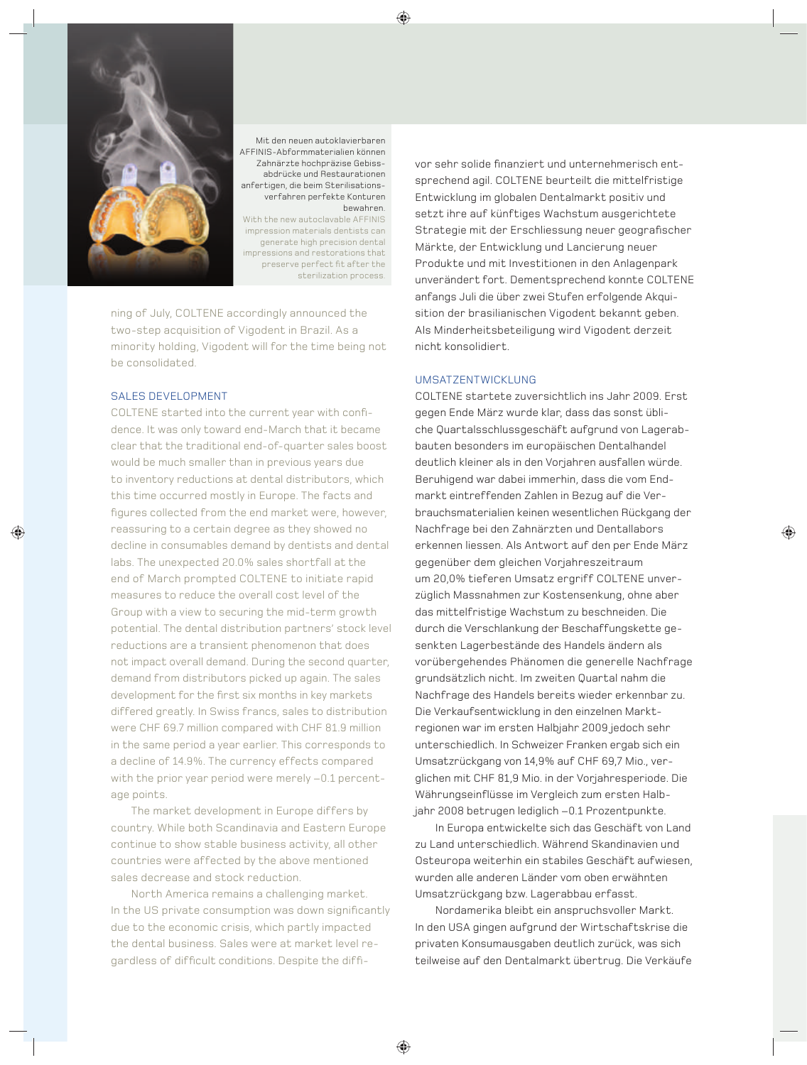Mit den neuen autoklavierbaren AFFINIS-Abformmaterialien können Zahnärzte hochpräzise Gebissabdrücke und Restaurationen anfertigen, die beim Sterilisationsverfahren perfekte Konturen bewahren.

With the new autoclavable AFFINIS impression materials dentists can generate high precision dental impressions and restorations that preserve perfect fit after the sterilization process.

ning of July, COLTENE accordingly announced the two-step acquisition of Vigodent in Brazil. As a minority holding, Vigodent will for the time being not be consolidated.

## SALES DEVELOPMENT

COLTENE started into the current year with confidence. It was only toward end-March that it became clear that the traditional end-of-quarter sales boost would be much smaller than in previous years due to inventory reductions at dental distributors, which this time occurred mostly in Europe. The facts and figures collected from the end market were, however, reassuring to a certain degree as they showed no decline in consumables demand by dentists and dental labs. The unexpected 20.0% sales shortfall at the end of March prompted COLTENE to initiate rapid measures to reduce the overall cost level of the Group with a view to securing the mid-term growth potential. The dental distribution partners' stock level reductions are a transient phenomenon that does not impact overall demand. During the second quarter, demand from distributors picked up again. The sales development for the first six months in key markets differed greatly. In Swiss francs, sales to distribution were CHF 69.7 million compared with CHF 81.9 million in the same period a year earlier. This corresponds to a decline of 14.9%. The currency effects compared with the prior year period were merely –0.1 percentage points.

The market development in Europe differs by country. While both Scandinavia and Eastern Europe continue to show stable business activity, all other countries were affected by the above mentioned sales decrease and stock reduction.

North America remains a challenging market. In the US private consumption was down significantly due to the economic crisis, which partly impacted the dental business. Sales were at market level regardless of difficult conditions. Despite the diffi-

vor sehr solide finanziert und unternehmerisch entsprechend agil. COLTENE beurteilt die mittelfristige Entwicklung im globalen Dentalmarkt positiv und setzt ihre auf künftiges Wachstum ausgerichtete Strategie mit der Erschliessung neuer geografischer Märkte, der Entwicklung und Lancierung neuer Produkte und mit Investitionen in den Anlagenpark unverändert fort. Dementsprechend konnte COLTENE anfangs Juli die über zwei Stufen erfolgende Akquisition der brasilianischen Vigodent bekannt geben. Als Minderheitsbeteiligung wird Vigodent derzeit nicht konsolidiert.

## UMSATZENTWICKLUNG

COLTENE startete zuversichtlich ins Jahr 2009. Erst gegen Ende März wurde klar, dass das sonst übliche Quartalsschlussgeschäft aufgrund von Lagerabbauten besonders im europäischen Dentalhandel deutlich kleiner als in den Vorjahren ausfallen würde. Beruhigend war dabei immerhin, dass die vom Endmarkt eintreffenden Zahlen in Bezug auf die Verbrauchsmaterialien keinen wesentlichen Rückgang der Nachfrage bei den Zahnärzten und Dentallabors erkennen liessen. Als Antwort auf den per Ende März gegenüber dem gleichen Vorjahreszeitraum um 20,0% tieferen Umsatz ergriff COLTENE unverzüglich Massnahmen zur Kostensenkung, ohne aber das mittelfristige Wachstum zu beschneiden. Die durch die Verschlankung der Beschaffungskette gesenkten Lagerbestände des Handels ändern als vorübergehendes Phänomen die generelle Nachfrage grundsätzlich nicht. Im zweiten Quartal nahm die Nachfrage des Handels bereits wieder erkennbar zu. Die Verkaufsentwicklung in den einzelnen Marktregionen war im ersten Halbjahr 2009 jedoch sehr unterschiedlich. In Schweizer Franken ergab sich ein Umsatzrückgang von 14,9% auf CHF 69,7 Mio., verglichen mit CHF 81,9 Mio. in der Vorjahresperiode. Die Währungseinflüsse im Vergleich zum ersten Halbjahr 2008 betrugen lediglich –0.1 Prozentpunkte.

In Europa entwickelte sich das Geschäft von Land zu Land unterschiedlich. Während Skandinavien und Osteuropa weiterhin ein stabiles Geschäft aufwiesen, wurden alle anderen Länder vom oben erwähnten Umsatzrückgang bzw. Lagerabbau erfasst.

Nordamerika bleibt ein anspruchsvoller Markt. In den USA gingen aufgrund der Wirtschaftskrise die privaten Konsumausgaben deutlich zurück, was sich teilweise auf den Dentalmarkt übertrug. Die Verkäufe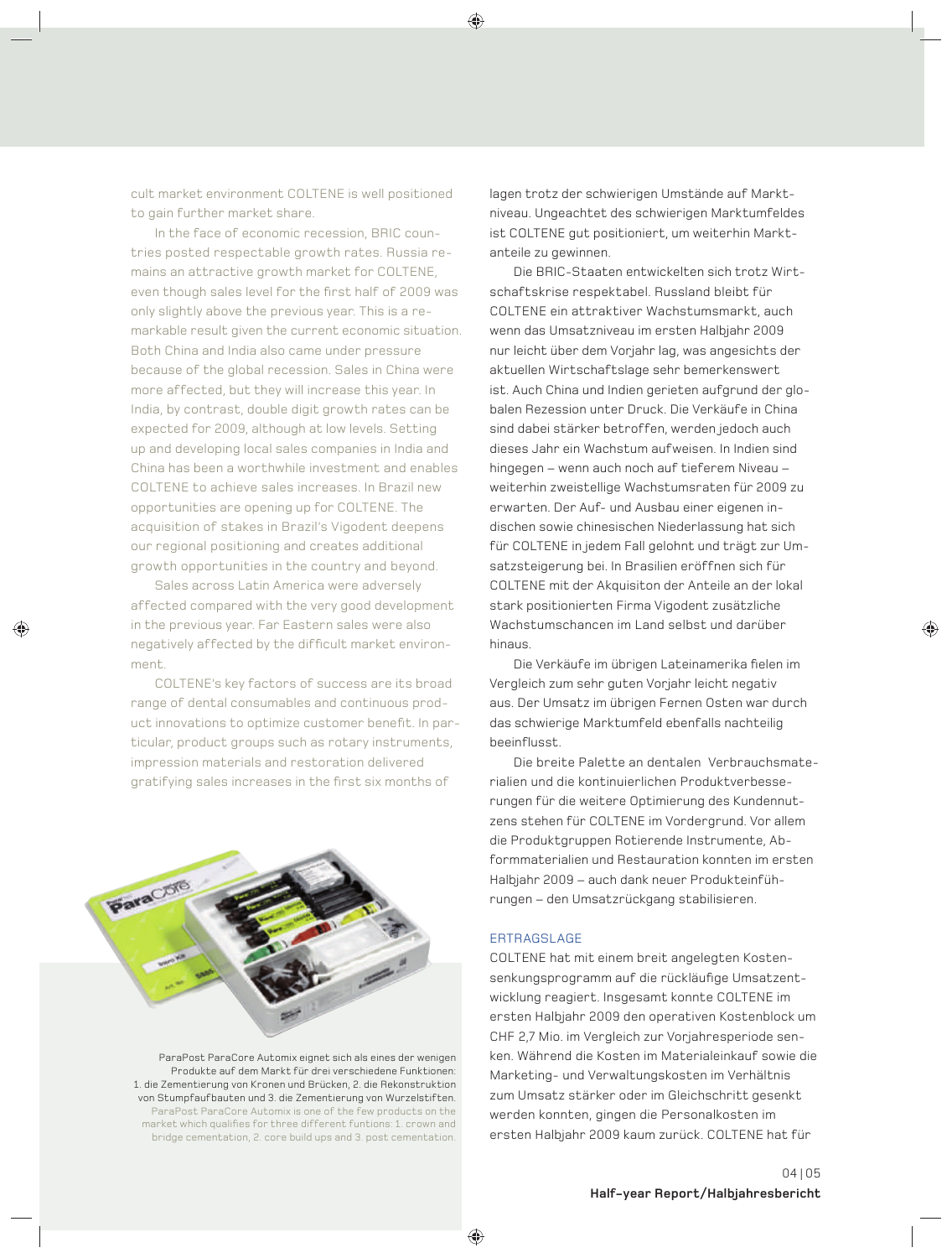cult market environment COLTENE is well positioned to gain further market share.

In the face of economic recession, BRIC countries posted respectable growth rates. Russia remains an attractive growth market for COLTENE, even though sales level for the first half of 2009 was only slightly above the previous year. This is a remarkable result given the current economic situation. Both China and India also came under pressure because of the global recession. Sales in China were more affected, but they will increase this year. In India, by contrast, double digit growth rates can be expected for 2009, although at low levels. Setting up and developing local sales companies in India and China has been a worthwhile investment and enables COLTENE to achieve sales increases. In Brazil new opportunities are opening up for COLTENE. The acquisition of stakes in Brazil's Vigodent deepens our regional positioning and creates additional growth opportunities in the country and beyond.

Sales across Latin America were adversely affected compared with the very good development in the previous year. Far Eastern sales were also negatively affected by the difficult market environment.

COLTENE's key factors of success are its broad range of dental consumables and continuous product innovations to optimize customer benefit. In particular, product groups such as rotary instruments, impression materials and restoration delivered gratifying sales increases in the first six months of

ParaPost ParaCore Automix eignet sich als eines der wenigen Produkte auf dem Markt für drei verschiedene Funktionen: 1. die Zementierung von Kronen und Brücken, 2. die Rekonstruktion von Stumpfaufbauten und 3. die Zementierung von Wurzelstiften.
ParaPost ParaCore Automix is one of the few products on the market which qualifies for three different funtions: 1. crown and bridge cementation, 2. core build ups and 3. post cementation.

lagen trotz der schwierigen Umstände auf Marktniveau. Ungeachtet des schwierigen Marktumfeldes ist COLTENE gut positioniert, um weiterhin Marktanteile zu gewinnen.

Die BRIC-Staaten entwickelten sich trotz Wirtschaftskrise respektabel. Russland bleibt für COLTENE ein attraktiver Wachstumsmarkt, auch wenn das Umsatzniveau im ersten Halbjahr 2009 nur leicht über dem Vorjahr lag, was angesichts der aktuellen Wirtschaftslage sehr bemerkenswert ist. Auch China und Indien gerieten aufgrund der globalen Rezession unter Druck. Die Verkäufe in China sind dabei stärker betroffen, werden jedoch auch dieses Jahr ein Wachstum aufweisen. In Indien sind hingegen – wenn auch noch auf tieferem Niveau – weiterhin zweistellige Wachstumsraten für 2009 zu erwarten. Der Auf- und Ausbau einer eigenen indischen sowie chinesischen Niederlassung hat sich für COLTENE in jedem Fall gelohnt und trägt zur Umsatzsteigerung bei. In Brasilien eröffnen sich für COLTENE mit der Akquisiton der Anteile an der lokal stark positionierten Firma Vigodent zusätzliche Wachstumschancen im Land selbst und darüber hinaus.

Die Verkäufe im übrigen Lateinamerika fielen im Vergleich zum sehr guten Vorjahr leicht negativ aus. Der Umsatz im übrigen Fernen Osten war durch das schwierige Marktumfeld ebenfalls nachteilig beeinflusst.

Die breite Palette an dentalen Verbrauchsmaterialien und die kontinuierlichen Produktverbesserungen für die weitere Optimierung des Kundennutzens stehen für COLTENE im Vordergrund. Vor allem die Produktgruppen Rotierende Instrumente, Abformmaterialien und Restauration konnten im ersten Halbjahr 2009 – auch dank neuer Produkteinführungen – den Umsatzrückgang stabilisieren.

## ERTRAGSLAGE

COLTENE hat mit einem breit angelegten Kostensenkungsprogramm auf die rückläufige Umsatzentwicklung reagiert. Insgesamt konnte COLTENE im ersten Halbjahr 2009 den operativen Kostenblock um CHF 2,7 Mio. im Vergleich zur Vorjahresperiode senken. Während die Kosten im Materialeinkauf sowie die Marketing- und Verwaltungskosten im Verhältnis zum Umsatz stärker oder im Gleichschritt gesenkt werden konnten, gingen die Personalkosten im ersten Halbjahr 2009 kaum zurück. COLTENE hat für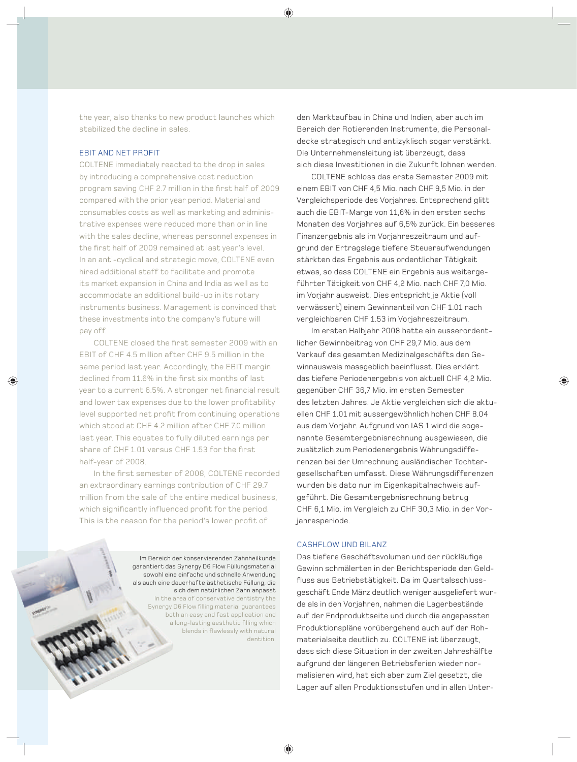the year, also thanks to new product launches which stabilized the decline in sales.

## EBIT AND NET PROFIT

COLTENE immediately reacted to the drop in sales by introducing a comprehensive cost reduction program saving CHF 2.7 million in the first half of 2009 compared with the prior year period. Material and consumables costs as well as marketing and administrative expenses were reduced more than or in line with the sales decline, whereas personnel expenses in the first half of 2009 remained at last year's level. In an anti-cyclical and strategic move, COLTENE even hired additional staff to facilitate and promote its market expansion in China and India as well as to accommodate an additional build-up in its rotary instruments business. Management is convinced that these investments into the company's future will pay off.

COLTENE closed the first semester 2009 with an EBIT of CHF 4.5 million after CHF 9.5 million in the same period last year. Accordingly, the EBIT margin declined from 11.6% in the first six months of last year to a current 6.5%. A stronger net financial result and lower tax expenses due to the lower profitability level supported net profit from continuing operations which stood at CHF 4.2 million after CHF 7.0 million last year. This equates to fully diluted earnings per share of CHF 1.01 versus CHF 1.53 for the first half-year of 2008.

In the first semester of 2008, COLTENE recorded an extraordinary earnings contribution of CHF 29.7 million from the sale of the entire medical business, which significantly influenced profit for the period. This is the reason for the period's lower profit of

Im Bereich der konservierenden Zahnheilkunde garantiert das Synergy D6 Flow Füllungsmaterial sowohl eine einfache und schnelle Anwendung als auch eine dauerhafte ästhetische Füllung, die sich dem natürlichen Zahn anpasst
In the area of conservative dentistry the Synergy D6 Flow filling material guarantees both an easy and fast application and a long-lasting aesthetic filling which blends in flawlessly with natural dentition.

den Marktaufbau in China und Indien, aber auch im Bereich der Rotierenden Instrumente, die Personaldecke strategisch und antizyklisch sogar verstärkt. Die Unternehmensleitung ist überzeugt, dass sich diese Investitionen in die Zukunft lohnen werden.

COLTENE schloss das erste Semester 2009 mit einem EBIT von CHF 4,5 Mio. nach CHF 9,5 Mio. in der Vergleichsperiode des Vorjahres. Entsprechend glitt auch die EBIT-Marge von 11,6% in den ersten sechs Monaten des Vorjahres auf 6,5% zurück. Ein besseres Finanzergebnis als im Vorjahreszeitraum und aufgrund der Ertragslage tiefere Steueraufwendungen stärkten das Ergebnis aus ordentlicher Tätigkeit etwas, so dass COLTENE ein Ergebnis aus weitergeführter Tätigkeit von CHF 4,2 Mio. nach CHF 7,0 Mio. im Vorjahr ausweist. Dies entspricht je Aktie (voll verwässert) einem Gewinnanteil von CHF 1.01 nach vergleichbaren CHF 1.53 im Vorjahreszeitraum.

Im ersten Halbjahr 2008 hatte ein ausserordentlicher Gewinnbeitrag von CHF 29,7 Mio. aus dem Verkauf des gesamten Medizinalgeschäfts den Gewinnausweis massgeblich beeinflusst. Dies erklärt das tiefere Periodenergebnis von aktuell CHF 4,2 Mio. gegenüber CHF 36,7 Mio. im ersten Semester des letzten Jahres. Je Aktie vergleichen sich die aktuellen CHF 1.01 mit aussergewöhnlich hohen CHF 8.04 aus dem Vorjahr. Aufgrund von IAS 1 wird die sogenannte Gesamtergebnisrechnung ausgewiesen, die zusätzlich zum Periodenergebnis Währungsdifferenzen bei der Umrechnung ausländischer Tochtergesellschaften umfasst. Diese Währungsdifferenzen wurden bis dato nur im Eigenkapitalnachweis aufgeführt. Die Gesamtergebnisrechnung betrug CHF 6,1 Mio. im Vergleich zu CHF 30,3 Mio. in der Vorjahresperiode.

## CASHFLOW UND BILANZ

Das tiefere Geschäftsvolumen und der rückläufige Gewinn schmälerten in der Berichtsperiode den Geldfluss aus Betriebstätigkeit. Da im Quartalsschlussgeschäft Ende März deutlich weniger ausgeliefert wurde als in den Vorjahren, nahmen die Lagerbestände auf der Endproduktseite und durch die angepassten Produktionspläne vorübergehend auch auf der Rohmaterialseite deutlich zu. COLTENE ist überzeugt, dass sich diese Situation in der zweiten Jahreshälfte aufgrund der längeren Betriebsferien wieder normalisieren wird, hat sich aber zum Ziel gesetzt, die Lager auf allen Produktionsstufen und in allen Unter-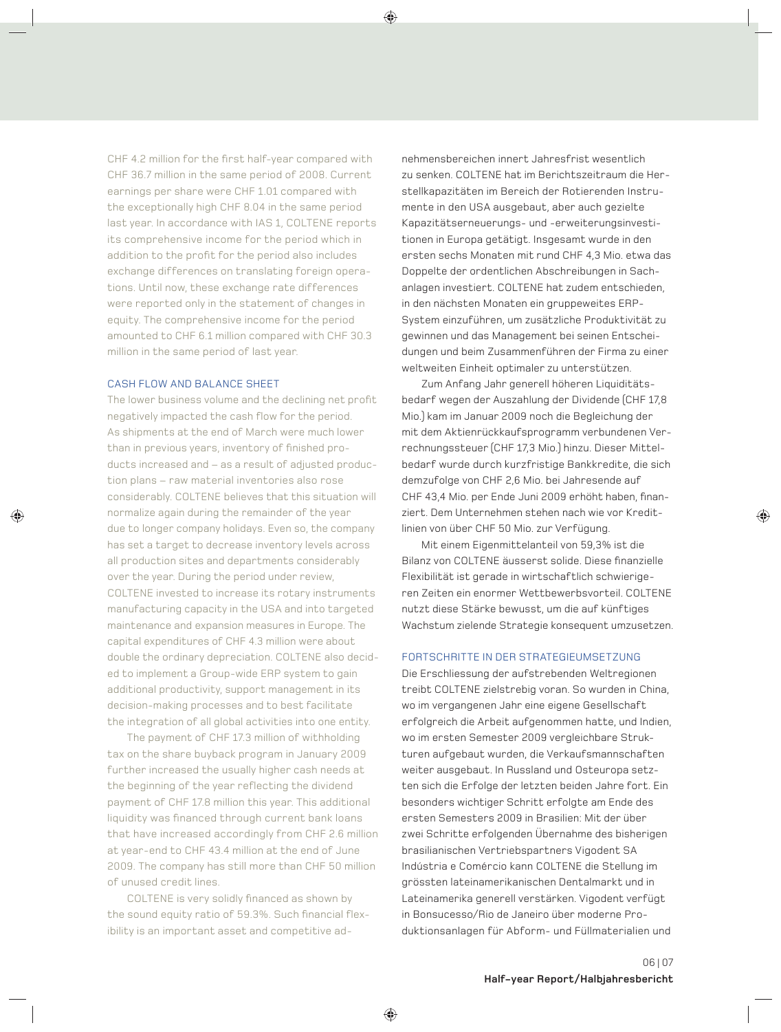CHF 4.2 million for the first half-year compared with CHF 36.7 million in the same period of 2008. Current earnings per share were CHF 1.01 compared with the exceptionally high CHF 8.04 in the same period last year. In accordance with IAS 1, COLTENE reports its comprehensive income for the period which in addition to the profit for the period also includes exchange differences on translating foreign operations. Until now, these exchange rate differences were reported only in the statement of changes in equity. The comprehensive income for the period amounted to CHF 6.1 million compared with CHF 30.3 million in the same period of last year.

## CASH FLOW AND BALANCE SHEET

The lower business volume and the declining net profit negatively impacted the cash flow for the period. As shipments at the end of March were much lower than in previous years, inventory of finished products increased and – as a result of adjusted production plans – raw material inventories also rose considerably. COLTENE believes that this situation will normalize again during the remainder of the year due to longer company holidays. Even so, the company has set a target to decrease inventory levels across all production sites and departments considerably over the year. During the period under review, COLTENE invested to increase its rotary instruments manufacturing capacity in the USA and into targeted maintenance and expansion measures in Europe. The capital expenditures of CHF 4.3 million were about double the ordinary depreciation. COLTENE also decided to implement a Group-wide ERP system to gain additional productivity, support management in its decision-making processes and to best facilitate the integration of all global activities into one entity.

The payment of CHF 17.3 million of withholding tax on the share buyback program in January 2009 further increased the usually higher cash needs at the beginning of the year reflecting the dividend payment of CHF 17.8 million this year. This additional liquidity was financed through current bank loans that have increased accordingly from CHF 2.6 million at year-end to CHF 43.4 million at the end of June 2009. The company has still more than CHF 50 million of unused credit lines.

COLTENE is very solidly financed as shown by the sound equity ratio of 59.3%. Such financial flexibility is an important asset and competitive ad-

nehmensbereichen innert Jahresfrist wesentlich zu senken. COLTENE hat im Berichtszeitraum die Herstellkapazitäten im Bereich der Rotierenden Instrumente in den USA ausgebaut, aber auch gezielte Kapazitätserneuerungs- und -erweiterungsinvestitionen in Europa getätigt. Insgesamt wurde in den ersten sechs Monaten mit rund CHF 4,3 Mio. etwa das Doppelte der ordentlichen Abschreibungen in Sachanlagen investiert. COLTENE hat zudem entschieden, in den nächsten Monaten ein gruppeweites ERP-System einzuführen, um zusätzliche Produktivität zu gewinnen und das Management bei seinen Entscheidungen und beim Zusammenführen der Firma zu einer weltweiten Einheit optimaler zu unterstützen.

Zum Anfang Jahr generell höheren Liquiditätsbedarf wegen der Auszahlung der Dividende (CHF 17,8 Mio.) kam im Januar 2009 noch die Begleichung der mit dem Aktienrückkaufsprogramm verbundenen Verrechnungssteuer (CHF 17,3 Mio.) hinzu. Dieser Mittelbedarf wurde durch kurzfristige Bankkredite, die sich demzufolge von CHF 2,6 Mio. bei Jahresende auf CHF 43,4 Mio. per Ende Juni 2009 erhöht haben, finanziert. Dem Unternehmen stehen nach wie vor Kreditlinien von über CHF 50 Mio. zur Verfügung.

Mit einem Eigenmittelanteil von 59,3% ist die Bilanz von COLTENE äusserst solide. Diese finanzielle Flexibilität ist gerade in wirtschaftlich schwierigeren Zeiten ein enormer Wettbewerbsvorteil. COLTENE nutzt diese Stärke bewusst, um die auf künftiges Wachstum zielende Strategie konsequent umzusetzen.

## FORTSCHRITTE IN DER STRATEGIEUMSETZUNG

Die Erschliessung der aufstrebenden Weltregionen treibt COLTENE zielstrebig voran. So wurden in China, wo im vergangenen Jahr eine eigene Gesellschaft erfolgreich die Arbeit aufgenommen hatte, und Indien, wo im ersten Semester 2009 vergleichbare Strukturen aufgebaut wurden, die Verkaufsmannschaften weiter ausgebaut. In Russland und Osteuropa setzten sich die Erfolge der letzten beiden Jahre fort. Ein besonders wichtiger Schritt erfolgte am Ende des ersten Semesters 2009 in Brasilien: Mit der über zwei Schritte erfolgenden Übernahme des bisherigen brasilianischen Vertriebspartners Vigodent SA Indústria e Comércio kann COLTENE die Stellung im grössten lateinamerikanischen Dentalmarkt und in Lateinamerika generell verstärken. Vigodent verfügt in Bonsucesso/Rio de Janeiro über moderne Produktionsanlagen für Abform- und Füllmaterialien und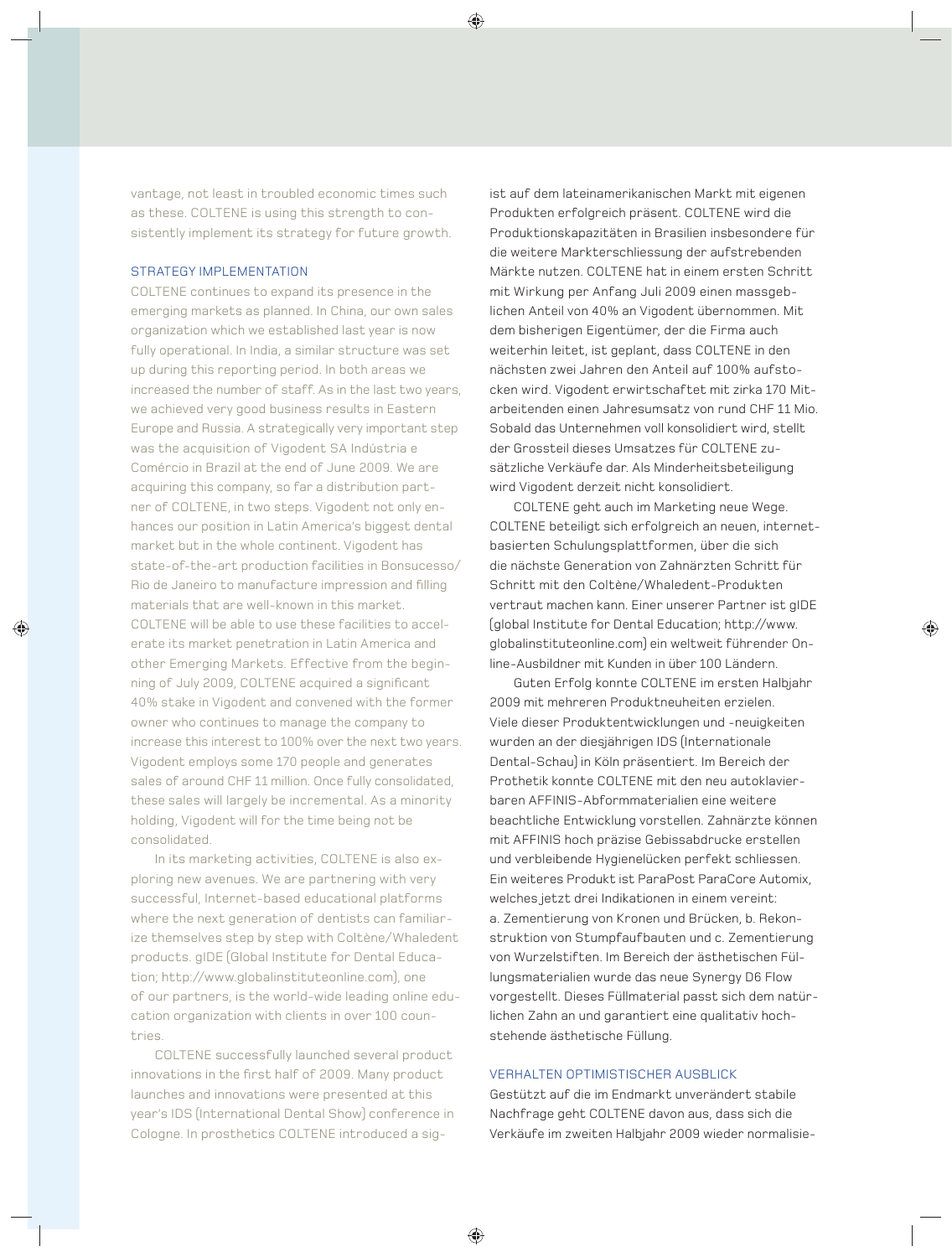vantage, not least in troubled economic times such as these. COLTENE is using this strength to consistently implement its strategy for future growth.

## STRATEGY IMPLEMENTATION

COLTENE continues to expand its presence in the emerging markets as planned. In China, our own sales organization which we established last year is now fully operational. In India, a similar structure was set up during this reporting period. In both areas we increased the number of staff. As in the last two years, we achieved very good business results in Eastern Europe and Russia. A strategically very important step was the acquisition of Vigodent SA Indústria e Comércio in Brazil at the end of June 2009. We are acquiring this company, so far a distribution partner of COLTENE, in two steps. Vigodent not only enhances our position in Latin America's biggest dental market but in the whole continent. Vigodent has state-of-the-art production facilities in Bonsucesso/Rio de Janeiro to manufacture impression and filling materials that are well-known in this market. COLTENE will be able to use these facilities to accelerate its market penetration in Latin America and other Emerging Markets. Effective from the beginning of July 2009, COLTENE acquired a significant 40% stake in Vigodent and convened with the former owner who continues to manage the company to increase this interest to 100% over the next two years. Vigodent employs some 170 people and generates sales of around CHF 11 million. Once fully consolidated, these sales will largely be incremental. As a minority holding, Vigodent will for the time being not be consolidated.

In its marketing activities, COLTENE is also exploring new avenues. We are partnering with very successful, Internet-based educational platforms where the next generation of dentists can familiarize themselves step by step with Coltène/Whaledent products. gIDE (Global Institute for Dental Education; http://www.globalinstituteonline.com), one of our partners, is the world-wide leading online education organization with clients in over 100 countries.

COLTENE successfully launched several product innovations in the first half of 2009. Many product launches and innovations were presented at this year's IDS (International Dental Show) conference in Cologne. In prosthetics COLTENE introduced a sig-

ist auf dem lateinamerikanischen Markt mit eigenen Produkten erfolgreich präsent. COLTENE wird die Produktionskapazitäten in Brasilien insbesondere für die weitere Markterschliessung der aufstrebenden Märkte nutzen. COLTENE hat in einem ersten Schritt mit Wirkung per Anfang Juli 2009 einen massgeblichen Anteil von 40% an Vigodent übernommen. Mit dem bisherigen Eigentümer, der die Firma auch weiterhin leitet, ist geplant, dass COLTENE in den nächsten zwei Jahren den Anteil auf 100% aufstocken wird. Vigodent erwirtschaftet mit zirka 170 Mitarbeitenden einen Jahresumsatz von rund CHF 11 Mio. Sobald das Unternehmen voll konsolidiert wird, stellt der Grossteil dieses Umsatzes für COLTENE zusätzliche Verkäufe dar. Als Minderheitsbeteiligung wird Vigodent derzeit nicht konsolidiert.

COLTENE geht auch im Marketing neue Wege. COLTENE beteiligt sich erfolgreich an neuen, internetbasierten Schulungsplattformen, über die sich die nächste Generation von Zahnärzten Schritt für Schritt mit den Coltène/Whaledent-Produkten vertraut machen kann. Einer unserer Partner ist gIDE (global Institute for Dental Education; http://www.globalinstituteonline.com) ein weltweit führender Online-Ausbildner mit Kunden in über 100 Ländern.

Guten Erfolg konnte COLTENE im ersten Halbjahr 2009 mit mehreren Produktneuheiten erzielen. Viele dieser Produktentwicklungen und -neuigkeiten wurden an der diesjährigen IDS (Internationale Dental-Schau) in Köln präsentiert. Im Bereich der Prothetik konnte COLTENE mit den neu autoklavierbaren AFFINIS-Abformmaterialien eine weitere beachtliche Entwicklung vorstellen. Zahnärzte können mit AFFINIS hoch präzise Gebissabdrucke erstellen und verbleibende Hygienelücken perfekt schliessen. Ein weiteres Produkt ist ParaPost ParaCore Automix, welches jetzt drei Indikationen in einem vereint: a. Zementierung von Kronen und Brücken, b. Rekonstruktion von Stumpfaufbauten und c. Zementierung von Wurzelstiften. Im Bereich der ästhetischen Füllungsmaterialien wurde das neue Synergy D6 Flow vorgestellt. Dieses Füllmaterial passt sich dem natürlichen Zahn an und garantiert eine qualitativ hochstehende ästhetische Füllung.

## VERHALTEN OPTIMISTISCHER AUSBLICK

Gestützt auf die im Endmarkt unverändert stabile Nachfrage geht COLTENE davon aus, dass sich die Verkäufe im zweiten Halbjahr 2009 wieder normalisie-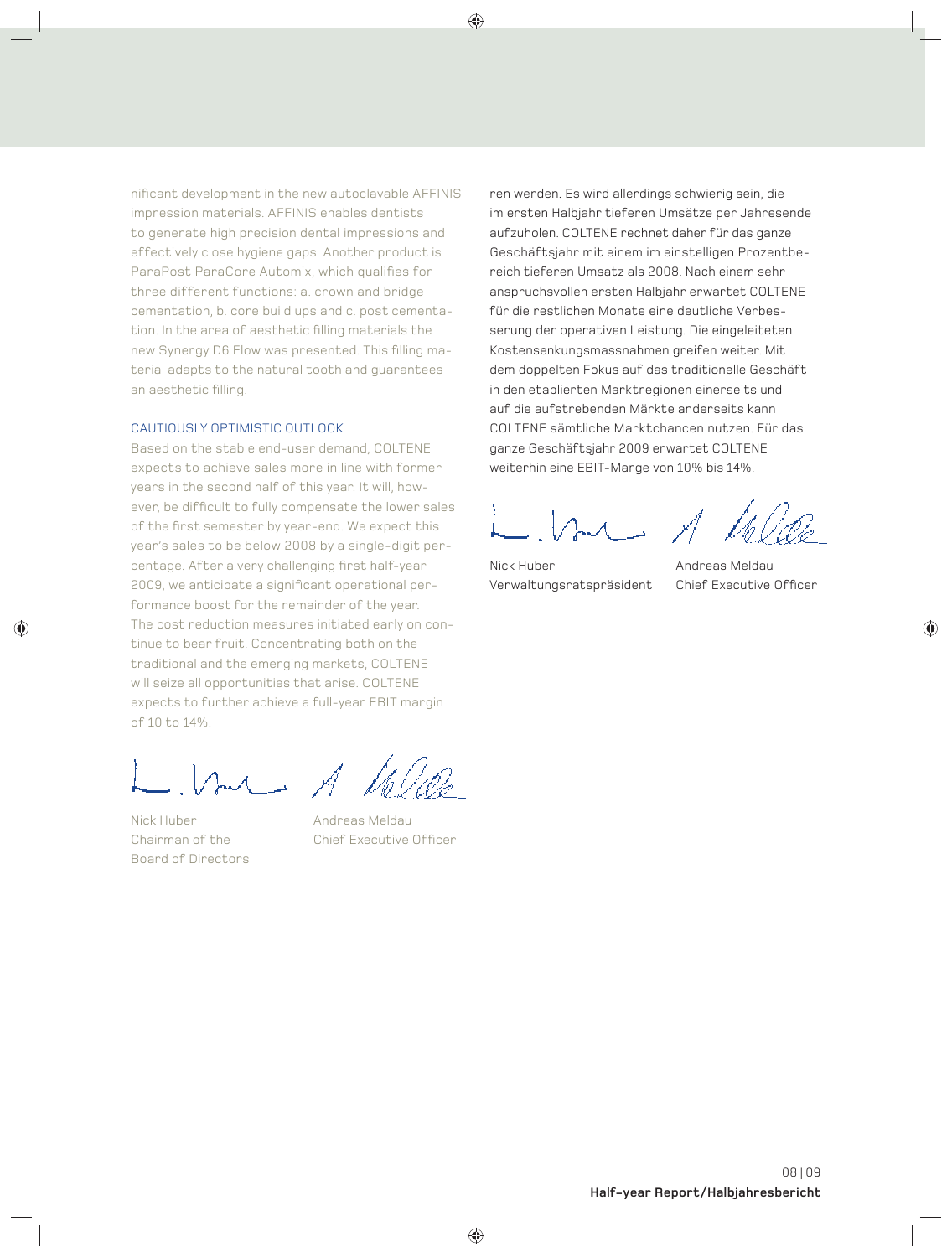nificant development in the new autoclavable AFFINIS impression materials. AFFINIS enables dentists to generate high precision dental impressions and effectively close hygiene gaps. Another product is ParaPost ParaCore Automix, which qualifies for three different functions: a. crown and bridge cementation, b. core build ups and c. post cementation. In the area of aesthetic filling materials the new Synergy D6 Flow was presented. This filling material adapts to the natural tooth and guarantees an aesthetic filling.

## CAUTIOUSLY OPTIMISTIC OUTLOOK

Based on the stable end-user demand, COLTENE expects to achieve sales more in line with former years in the second half of this year. It will, however, be difficult to fully compensate the lower sales of the first semester by year-end. We expect this year's sales to be below 2008 by a single-digit percentage. After a very challenging first half-year 2009, we anticipate a significant operational performance boost for the remainder of the year. The cost reduction measures initiated early on continue to bear fruit. Concentrating both on the traditional and the emerging markets, COLTENE will seize all opportunities that arise. COLTENE expects to further achieve a full-year EBIT margin of 10 to 14%.

Nick Huber
Chairman of the Board of Directors

Andreas Meldau
Chief Executive Officer

ren werden. Es wird allerdings schwierig sein, die im ersten Halbjahr tieferen Umsätze per Jahresende aufzuholen. COLTENE rechnet daher für das ganze Geschäftsjahr mit einem im einstelligen Prozentbereich tieferen Umsatz als 2008. Nach einem sehr anspruchsvollen ersten Halbjahr erwartet COLTENE für die restlichen Monate eine deutliche Verbesserung der operativen Leistung. Die eingeleiteten Kostensenkungsmassnahmen greifen weiter. Mit dem doppelten Fokus auf das traditionelle Geschäft in den etablierten Marktregionen einerseits und auf die aufstrebenden Märkte anderseits kann COLTENE sämtliche Marktchancen nutzen. Für das ganze Geschäftsjahr 2009 erwartet COLTENE weiterhin eine EBIT-Marge von 10% bis 14%.

Nick Huber
Verwaltungsratspräsident

Andreas Meldau
Chief Executive Officer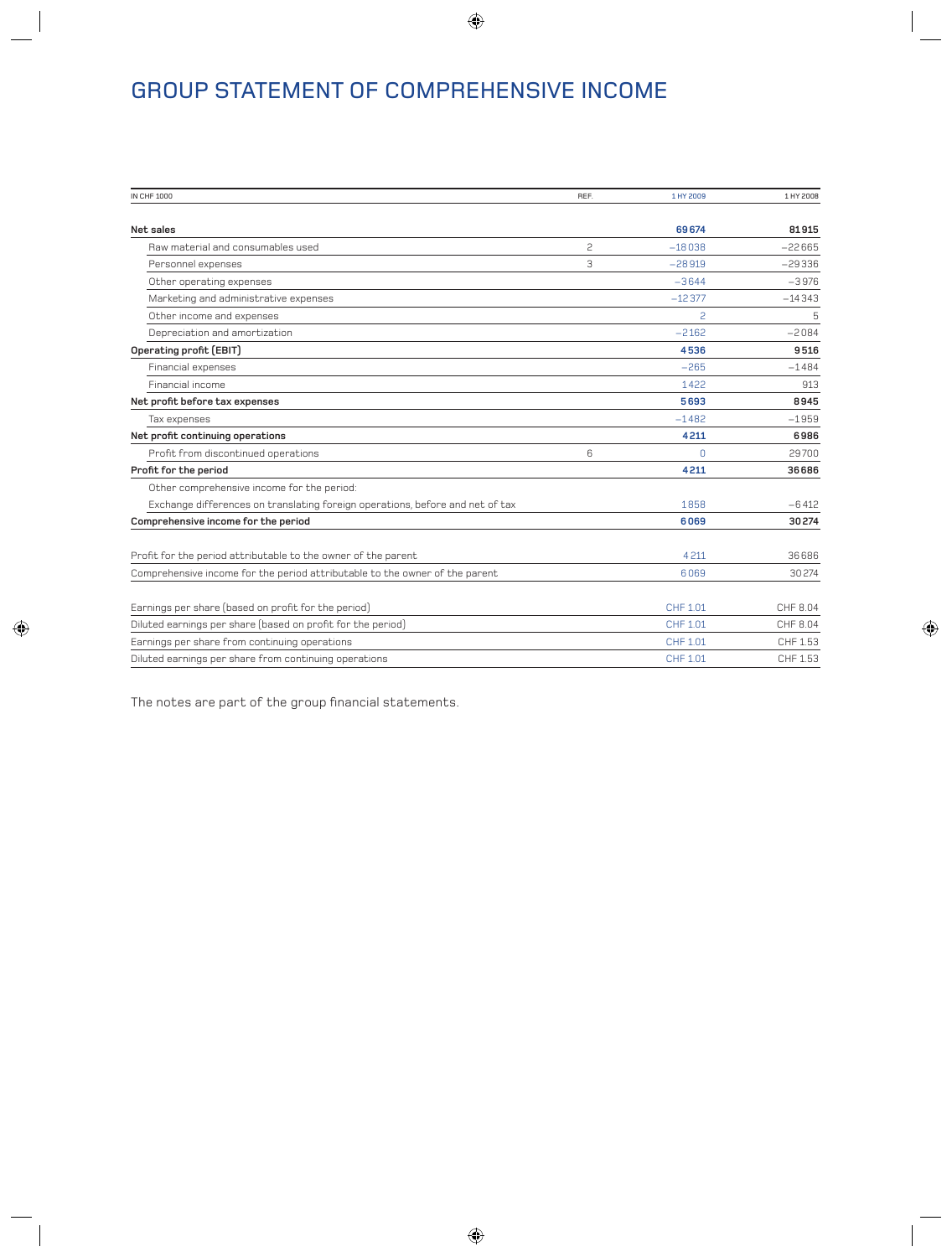# GROUP STATEMENT OF COMPREHENSIVE INCOME

| IN CHF 1000 | REF. | 1 HY 2009 | 1 HY 2008 |
|---|---|---|---|
| **Net sales** | | **69 674** | **81 915** |
| Raw material and consumables used | 2 | −18 038 | −22 665 |
| Personnel expenses | 3 | −28 919 | −29 336 |
| Other operating expenses | | −3 644 | −3 976 |
| Marketing and administrative expenses | | −12 377 | −14 343 |
| Other income and expenses | | 2 | 5 |
| Depreciation and amortization | | −2 162 | −2 084 |
| **Operating profit (EBIT)** | | **4 536** | **9 516** |
| Financial expenses | | −265 | −1 484 |
| Financial income | | 1 422 | 913 |
| **Net profit before tax expenses** | | **5 693** | **8 945** |
| Tax expenses | | −1 482 | −1 959 |
| **Net profit continuing operations** | | **4 211** | **6 986** |
| Profit from discontinued operations | 6 | 0 | 29 700 |
| **Profit for the period** | | **4 211** | **36 686** |
| Other comprehensive income for the period: | | | |
| Exchange differences on translating foreign operations, before and net of tax | | 1 858 | −6 412 |
| **Comprehensive income for the period** | | **6 069** | **30 274** |
| | | | |
| Profit for the period attributable to the owner of the parent | | 4 211 | 36 686 |
| Comprehensive income for the period attributable to the owner of the parent | | 6 069 | 30 274 |
| | | | |
| Earnings per share (based on profit for the period) | | CHF 1.01 | CHF 8.04 |
| Diluted earnings per share (based on profit for the period) | | CHF 1.01 | CHF 8.04 |
| Earnings per share from continuing operations | | CHF 1.01 | CHF 1.53 |
| Diluted earnings per share from continuing operations | | CHF 1.01 | CHF 1.53 |

The notes are part of the group financial statements.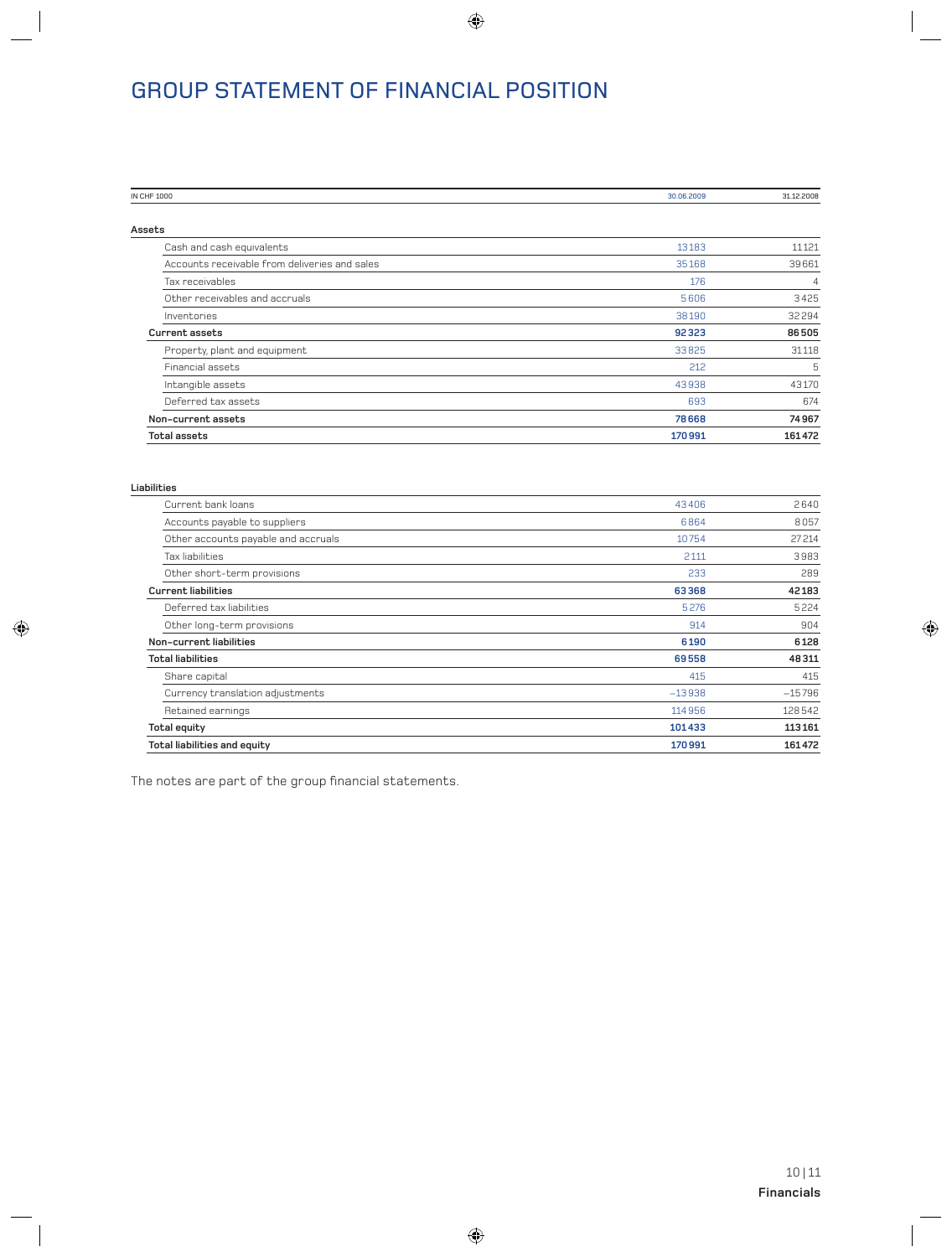# GROUP STATEMENT OF FINANCIAL POSITION

| IN CHF 1000 | 30.06.2009 | 31.12.2008 |
|---|---|---|
| **Assets** | | |
| Cash and cash equivalents | 13183 | 11121 |
| Accounts receivable from deliveries and sales | 35168 | 39661 |
| Tax receivables | 176 | 4 |
| Other receivables and accruals | 5606 | 3425 |
| Inventories | 38190 | 32294 |
| **Current assets** | **92323** | **86505** |
| Property, plant and equipment | 33825 | 31118 |
| Financial assets | 212 | 5 |
| Intangible assets | 43938 | 43170 |
| Deferred tax assets | 693 | 674 |
| **Non-current assets** | **78668** | **74967** |
| **Total assets** | **170991** | **161472** |
| **Liabilities** | | |
| Current bank loans | 43406 | 2640 |
| Accounts payable to suppliers | 6864 | 8057 |
| Other accounts payable and accruals | 10754 | 27214 |
| Tax liabilities | 2111 | 3983 |
| Other short-term provisions | 233 | 289 |
| **Current liabilities** | **63368** | **42183** |
| Deferred tax liabilities | 5276 | 5224 |
| Other long-term provisions | 914 | 904 |
| **Non-current liabilities** | **6190** | **6128** |
| **Total liabilities** | **69558** | **48311** |
| Share capital | 415 | 415 |
| Currency translation adjustments | −13938 | −15796 |
| Retained earnings | 114956 | 128542 |
| **Total equity** | **101433** | **113161** |
| **Total liabilities and equity** | **170991** | **161472** |

The notes are part of the group financial statements.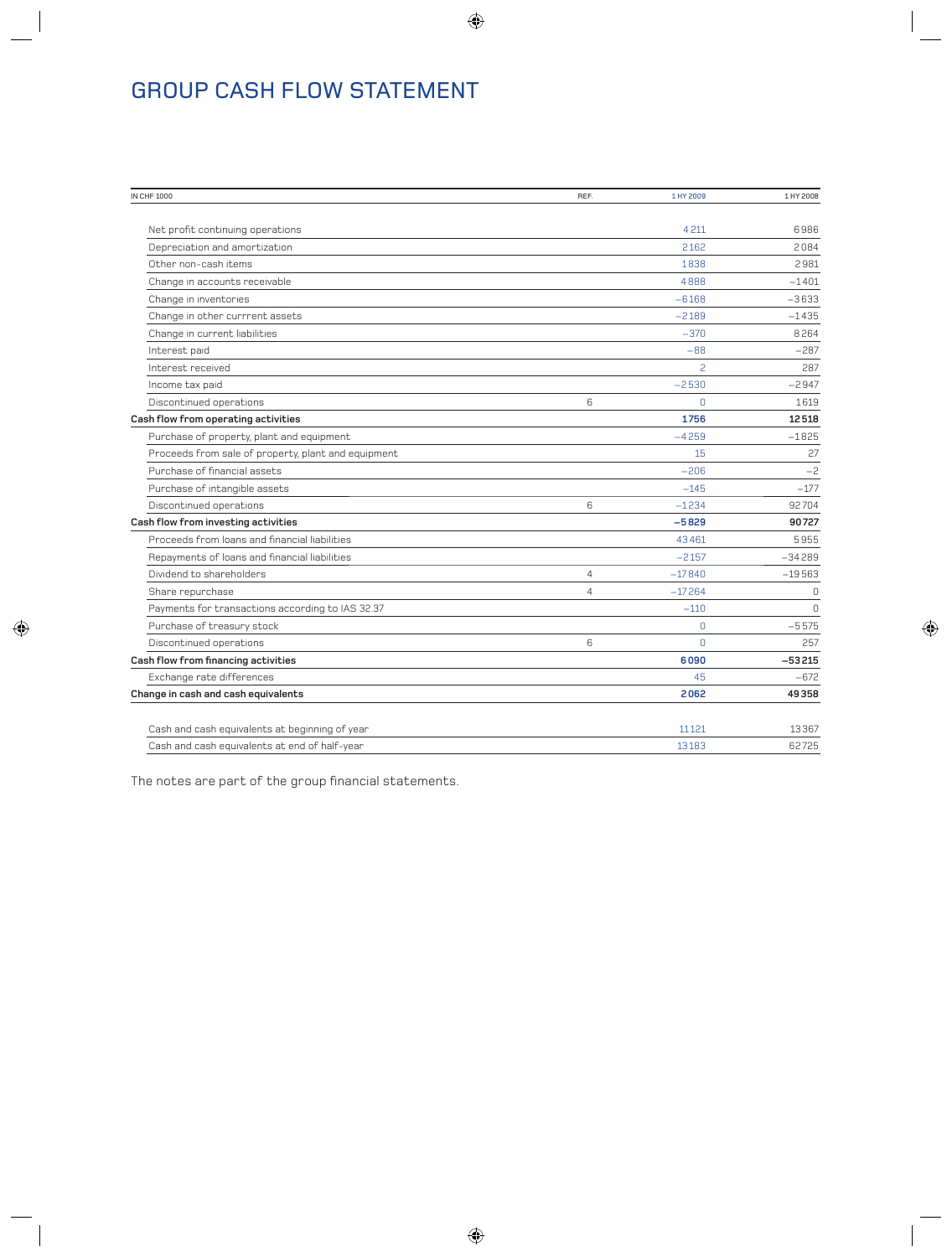# GROUP CASH FLOW STATEMENT

| IN CHF 1000 | REF. | 1 HY 2009 | 1 HY 2008 |
|---|---|---|---|
| Net profit continuing operations | | 4 211 | 6 986 |
| Depreciation and amortization | | 2 162 | 2 084 |
| Other non-cash items | | 1 838 | 2 981 |
| Change in accounts receivable | | 4 888 | −1 401 |
| Change in inventories | | −6 168 | −3 633 |
| Change in other currrent assets | | −2 189 | −1 435 |
| Change in current liabilities | | −370 | 8 264 |
| Interest paid | | −88 | −287 |
| Interest received | | 2 | 287 |
| Income tax paid | | −2 530 | −2 947 |
| Discontinued operations | 6 | 0 | 1 619 |
| **Cash flow from operating activities** | | **1 756** | **12 518** |
| Purchase of property, plant and equipment | | −4 259 | −1 825 |
| Proceeds from sale of property, plant and equipment | | 15 | 27 |
| Purchase of financial assets | | −206 | −2 |
| Purchase of intangible assets | | −145 | −177 |
| Discontinued operations | 6 | −1 234 | 92 704 |
| **Cash flow from investing activities** | | **−5 829** | **90 727** |
| Proceeds from loans and financial liabilities | | 43 461 | 5 955 |
| Repayments of loans and financial liabilities | | −2 157 | −34 289 |
| Dividend to shareholders | 4 | −17 840 | −19 563 |
| Share repurchase | 4 | −17 264 | 0 |
| Payments for transactions according to IAS 32.37 | | −110 | 0 |
| Purchase of treasury stock | | 0 | −5 575 |
| Discontinued operations | 6 | 0 | 257 |
| **Cash flow from financing activities** | | **6 090** | **−53 215** |
| Exchange rate differences | | 45 | −672 |
| **Change in cash and cash equivalents** | | **2 062** | **49 358** |
| | | | |
| Cash and cash equivalents at beginning of year | | 11 121 | 13 367 |
| Cash and cash equivalents at end of half-year | | 13 183 | 62 725 |

The notes are part of the group financial statements.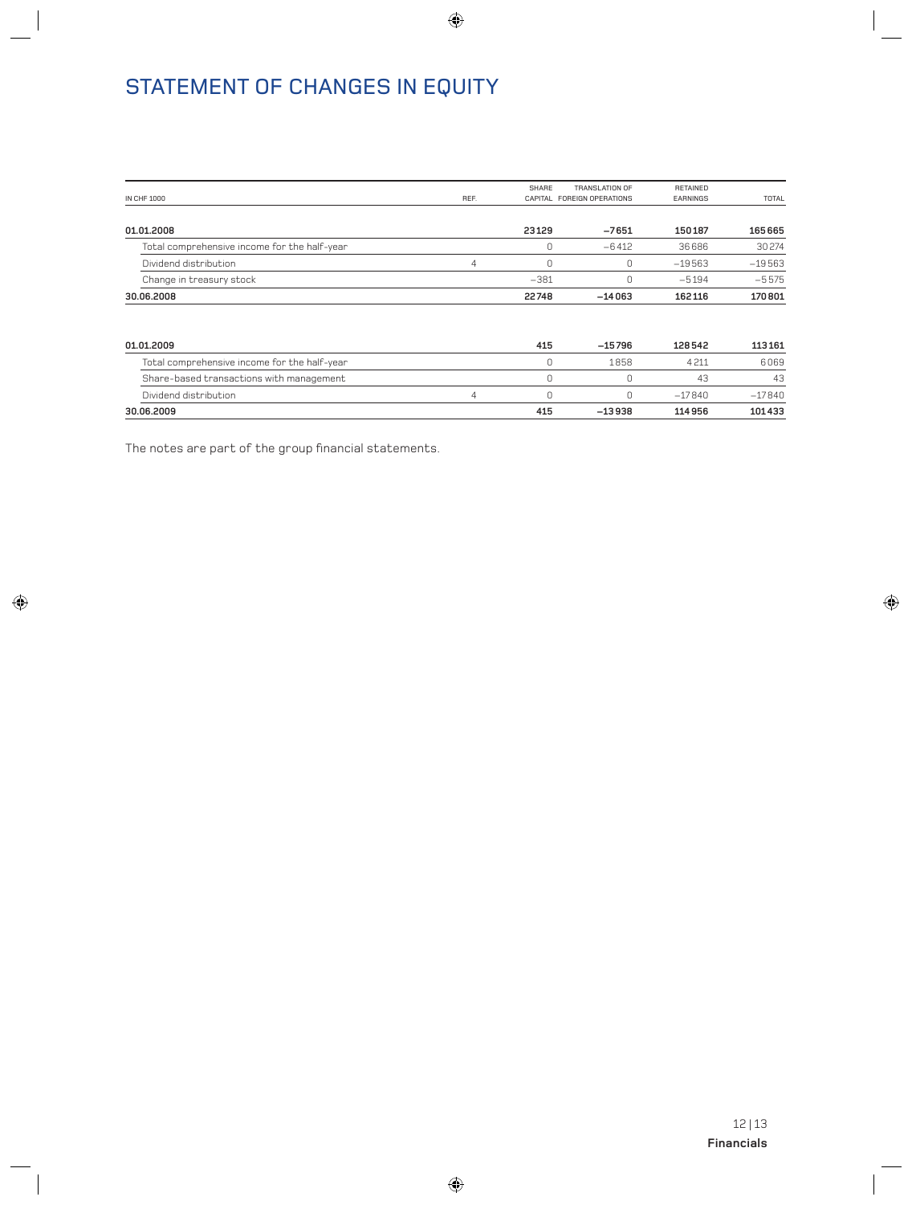# STATEMENT OF CHANGES IN EQUITY

| IN CHF 1000 | REF. | SHARE CAPITAL | TRANSLATION OF FOREIGN OPERATIONS | RETAINED EARNINGS | TOTAL |
|---|---|---|---|---|---|
| **01.01.2008** | | **23129** | **−7651** | **150187** | **165665** |
| Total comprehensive income for the half-year | | 0 | −6412 | 36686 | 30274 |
| Dividend distribution | 4 | 0 | 0 | −19563 | −19563 |
| Change in treasury stock | | −381 | 0 | −5194 | −5575 |
| **30.06.2008** | | **22748** | **−14063** | **162116** | **170801** |
| | | | | | |
| **01.01.2009** | | **415** | **−15796** | **128542** | **113161** |
| Total comprehensive income for the half-year | | 0 | 1858 | 4211 | 6069 |
| Share-based transactions with management | | 0 | 0 | 43 | 43 |
| Dividend distribution | 4 | 0 | 0 | −17840 | −17840 |
| **30.06.2009** | | **415** | **−13938** | **114956** | **101433** |

The notes are part of the group financial statements.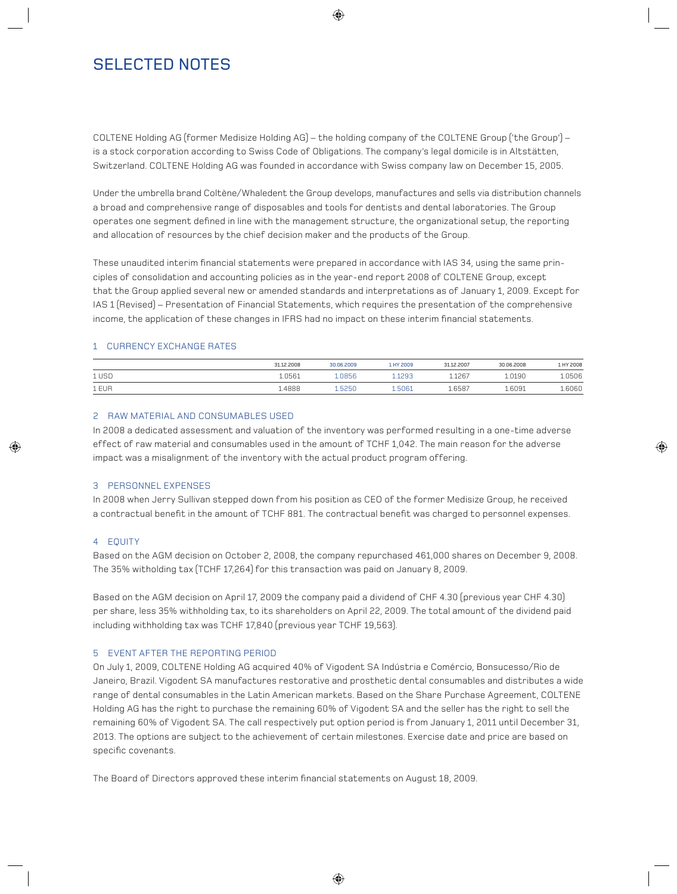# SELECTED NOTES

COLTENE Holding AG (former Medisize Holding AG) – the holding company of the COLTENE Group ('the Group') – is a stock corporation according to Swiss Code of Obligations. The company's legal domicile is in Altstätten, Switzerland. COLTENE Holding AG was founded in accordance with Swiss company law on December 15, 2005.

Under the umbrella brand Coltène/Whaledent the Group develops, manufactures and sells via distribution channels a broad and comprehensive range of disposables and tools for dentists and dental laboratories. The Group operates one segment defined in line with the management structure, the organizational setup, the reporting and allocation of resources by the chief decision maker and the products of the Group.

These unaudited interim financial statements were prepared in accordance with IAS 34, using the same principles of consolidation and accounting policies as in the year-end report 2008 of COLTENE Group, except that the Group applied several new or amended standards and interpretations as of January 1, 2009. Except for IAS 1 (Revised) – Presentation of Financial Statements, which requires the presentation of the comprehensive income, the application of these changes in IFRS had no impact on these interim financial statements.

## 1 CURRENCY EXCHANGE RATES

| | 31.12.2008 | 30.06.2009 | 1 HY 2009 | 31.12.2007 | 30.06.2008 | 1 HY 2008 |
|---|---|---|---|---|---|---|
| 1 USD | 1.0561 | 1.0856 | 1.1293 | 1.1267 | 1.0190 | 1.0506 |
| 1 EUR | 1.4888 | 1.5250 | 1.5061 | 1.6587 | 1.6091 | 1.6060 |

## 2 RAW MATERIAL AND CONSUMABLES USED

In 2008 a dedicated assessment and valuation of the inventory was performed resulting in a one-time adverse effect of raw material and consumables used in the amount of TCHF 1,042. The main reason for the adverse impact was a misalignment of the inventory with the actual product program offering.

## 3 PERSONNEL EXPENSES

In 2008 when Jerry Sullivan stepped down from his position as CEO of the former Medisize Group, he received a contractual benefit in the amount of TCHF 881. The contractual benefit was charged to personnel expenses.

## 4 EQUITY

Based on the AGM decision on October 2, 2008, the company repurchased 461,000 shares on December 9, 2008. The 35% witholding tax (TCHF 17,264) for this transaction was paid on January 8, 2009.

Based on the AGM decision on April 17, 2009 the company paid a dividend of CHF 4.30 (previous year CHF 4.30) per share, less 35% withholding tax, to its shareholders on April 22, 2009. The total amount of the dividend paid including withholding tax was TCHF 17,840 (previous year TCHF 19,563).

## 5 EVENT AFTER THE REPORTING PERIOD

On July 1, 2009, COLTENE Holding AG acquired 40% of Vigodent SA Indústria e Comércio, Bonsucesso/Rio de Janeiro, Brazil. Vigodent SA manufactures restorative and prosthetic dental consumables and distributes a wide range of dental consumables in the Latin American markets. Based on the Share Purchase Agreement, COLTENE Holding AG has the right to purchase the remaining 60% of Vigodent SA and the seller has the right to sell the remaining 60% of Vigodent SA. The call respectively put option period is from January 1, 2011 until December 31, 2013. The options are subject to the achievement of certain milestones. Exercise date and price are based on specific covenants.

The Board of Directors approved these interim financial statements on August 18, 2009.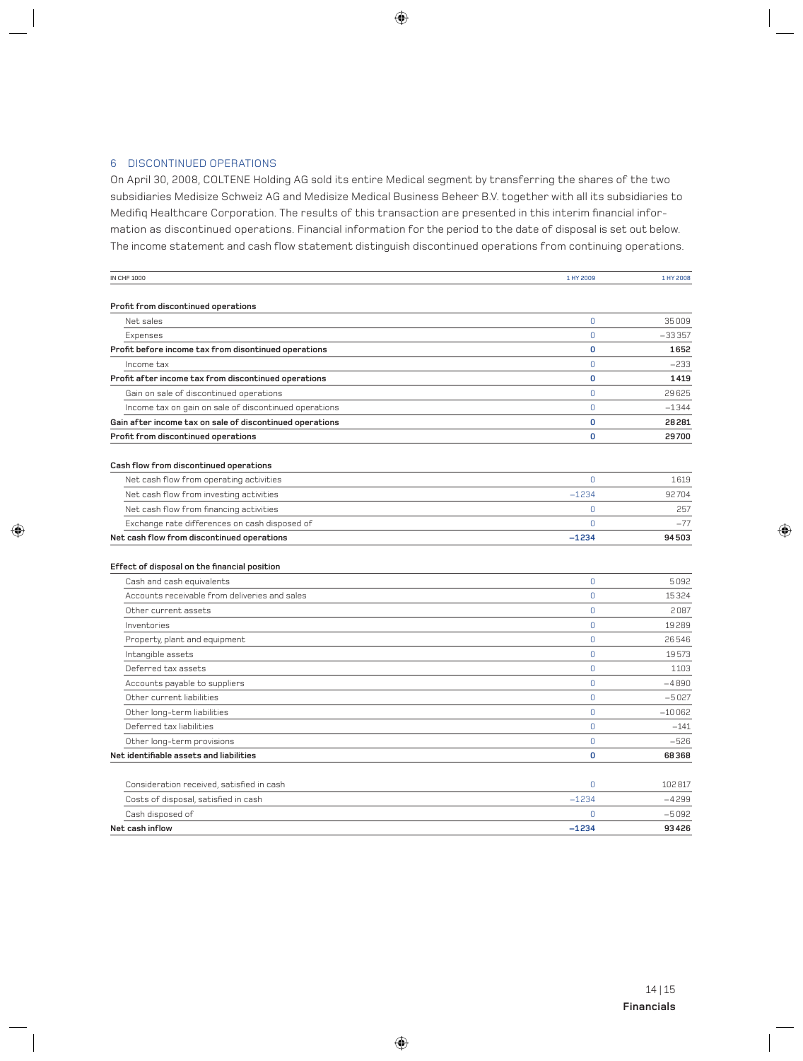## 6 DISCONTINUED OPERATIONS

On April 30, 2008, COLTENE Holding AG sold its entire Medical segment by transferring the shares of the two subsidiaries Medisize Schweiz AG and Medisize Medical Business Beheer B.V. together with all its subsidiaries to Medifiq Healthcare Corporation. The results of this transaction are presented in this interim financial information as discontinued operations. Financial information for the period to the date of disposal is set out below. The income statement and cash flow statement distinguish discontinued operations from continuing operations.

| IN CHF 1000 | 1 HY 2009 | 1 HY 2008 |
|---|---|---|
| **Profit from discontinued operations** | | |
| Net sales | 0 | 35 009 |
| Expenses | 0 | −33 357 |
| **Profit before income tax from disontinued operations** | **0** | **1 652** |
| Income tax | 0 | −233 |
| **Profit after income tax from discontinued operations** | **0** | **1 419** |
| Gain on sale of discontinued operations | 0 | 29 625 |
| Income tax on gain on sale of discontinued operations | 0 | −1 344 |
| **Gain after income tax on sale of discontinued operations** | **0** | **28 281** |
| **Profit from discontinued operations** | **0** | **29 700** |
| | | |
| **Cash flow from discontinued operations** | | |
| Net cash flow from operating activities | 0 | 1 619 |
| Net cash flow from investing activities | −1 234 | 92 704 |
| Net cash flow from financing activities | 0 | 257 |
| Exchange rate differences on cash disposed of | 0 | −77 |
| **Net cash flow from discontinued operations** | **−1 234** | **94 503** |
| | | |
| **Effect of disposal on the financial position** | | |
| Cash and cash equivalents | 0 | 5 092 |
| Accounts receivable from deliveries and sales | 0 | 15 324 |
| Other current assets | 0 | 2 087 |
| Inventories | 0 | 19 289 |
| Property, plant and equipment | 0 | 26 546 |
| Intangible assets | 0 | 19 573 |
| Deferred tax assets | 0 | 1 103 |
| Accounts payable to suppliers | 0 | −4 890 |
| Other current liabilities | 0 | −5 027 |
| Other long-term liabilities | 0 | −10 062 |
| Deferred tax liabilities | 0 | −141 |
| Other long-term provisions | 0 | −526 |
| **Net identifiable assets and liabilities** | **0** | **68 368** |
| | | |
| Consideration received, satisfied in cash | 0 | 102 817 |
| Costs of disposal, satisfied in cash | −1 234 | −4 299 |
| Cash disposed of | 0 | −5 092 |
| **Net cash inflow** | **−1 234** | **93 426** |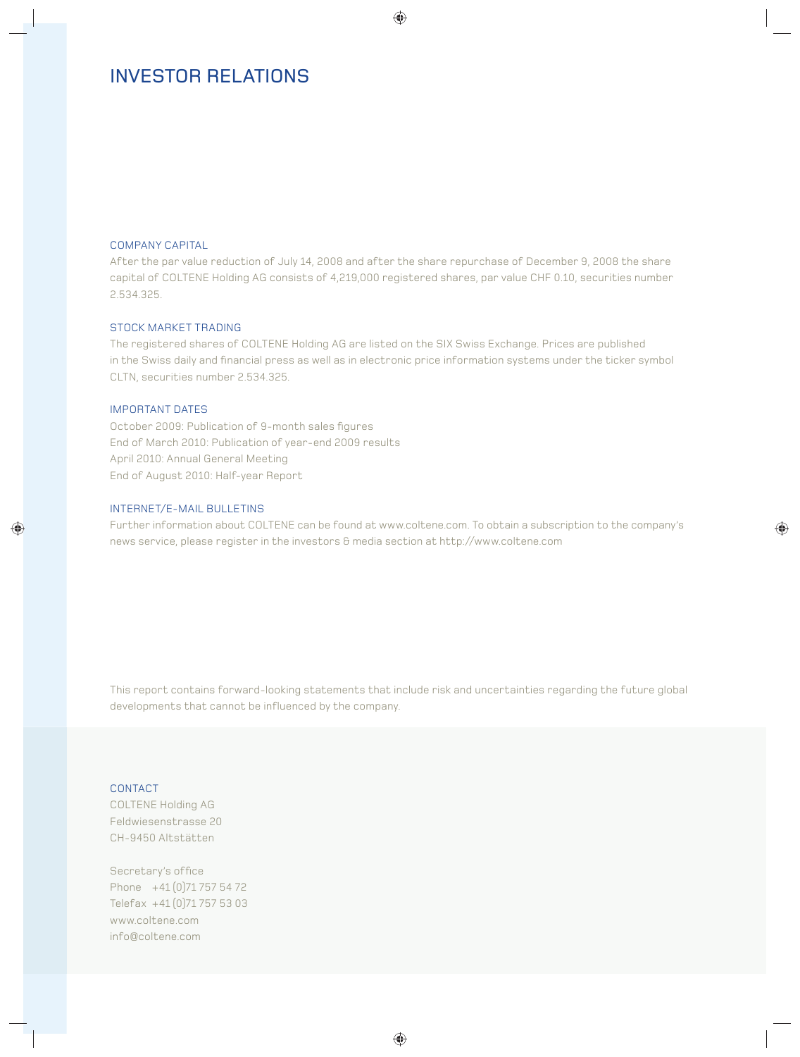# INVESTOR RELATIONS

## COMPANY CAPITAL

After the par value reduction of July 14, 2008 and after the share repurchase of December 9, 2008 the share capital of COLTENE Holding AG consists of 4,219,000 registered shares, par value CHF 0.10, securities number 2.534.325.

## STOCK MARKET TRADING

The registered shares of COLTENE Holding AG are listed on the SIX Swiss Exchange. Prices are published in the Swiss daily and financial press as well as in electronic price information systems under the ticker symbol CLTN, securities number 2.534.325.

## IMPORTANT DATES

October 2009: Publication of 9-month sales figures
End of March 2010: Publication of year-end 2009 results
April 2010: Annual General Meeting
End of August 2010: Half-year Report

## INTERNET/E-MAIL BULLETINS

Further information about COLTENE can be found at www.coltene.com. To obtain a subscription to the company's news service, please register in the investors & media section at http://www.coltene.com

This report contains forward-looking statements that include risk and uncertainties regarding the future global developments that cannot be influenced by the company.

## CONTACT

COLTENE Holding AG
Feldwiesenstrasse 20
CH-9450 Altstätten

Secretary's office
Phone +41 (0)71 757 54 72
Telefax +41 (0)71 757 53 03
www.coltene.com
info@coltene.com